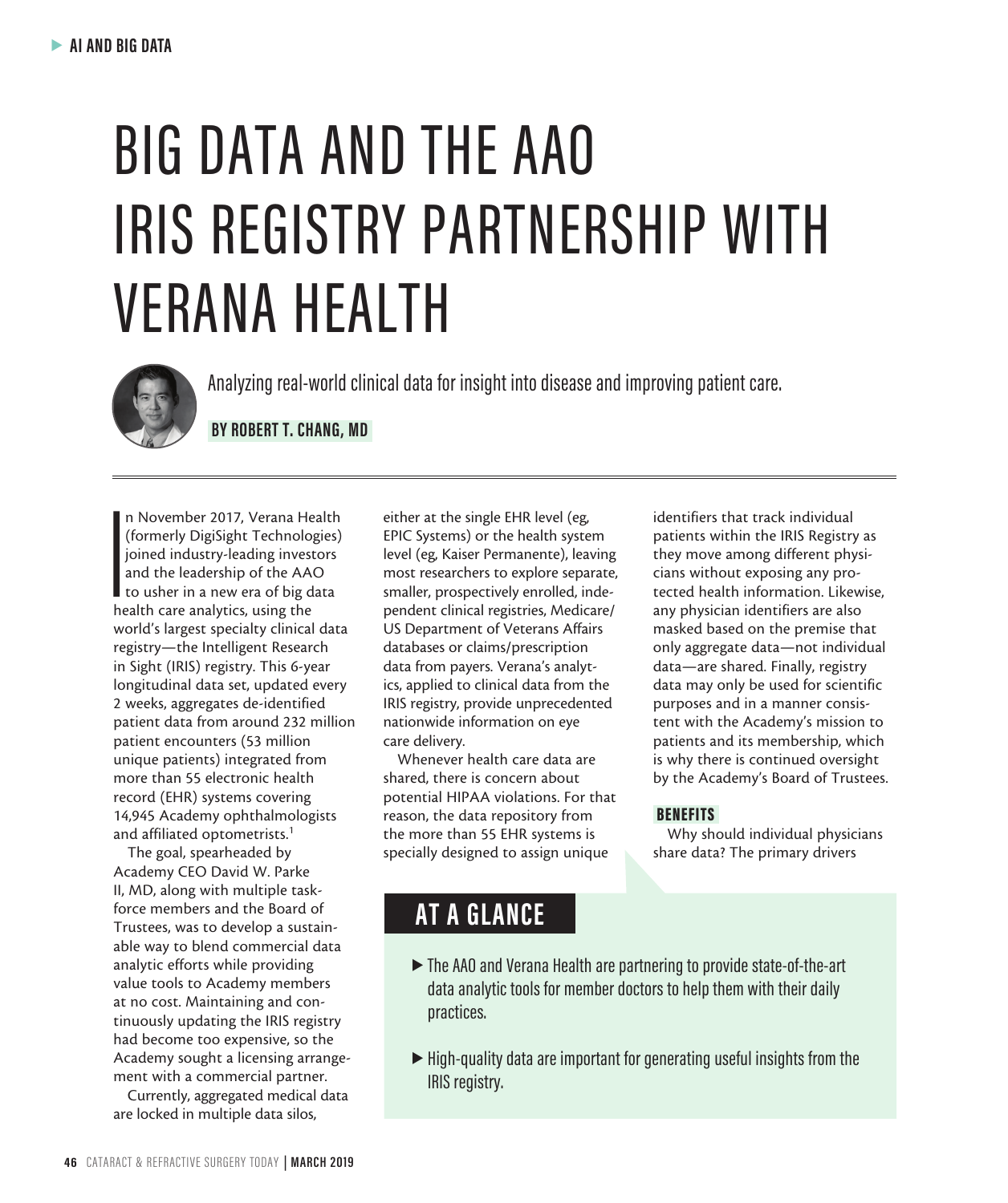# BIG DATA AND THE AAO IRIS REGISTRY PARTNERSHIP WITH VERANA HEALTH

Analyzing real-world clinical data for insight into disease and improving patient care.

**BY ROBERT T. CHANG, MD**

In November 2017, Verana Health (formerly DigiSight Technologies) joined industry-leading investors and the leadership of the AAO to usher in a new era of big data health care analytics, using the world's largest specialty clinical data registry—the Intelligent Research in Sight (IRIS) registry. This 6-year longitudinal data set, updated every 2 weeks, aggregates de-identified patient data from around 232 million patient encounters (53 million unique patients) integrated from more than 55 electronic health record (EHR) systems covering 14,945 Academy ophthalmologists and affiliated optometrists.[1]

The goal, spearheaded by Academy CEO David W. Parke II, MD, along with multiple task-force members and the Board of Trustees, was to develop a sustainable way to blend commercial data analytic efforts while providing value tools to Academy members at no cost. Maintaining and continuously updating the IRIS registry had become too expensive, so the Academy sought a licensing arrangement with a commercial partner.

Currently, aggregated medical data are locked in multiple data silos, either at the single EHR level (eg, EPIC Systems) or the health system level (eg, Kaiser Permanente), leaving most researchers to explore separate, smaller, prospectively enrolled, independent clinical registries, Medicare/US Department of Veterans Affairs databases or claims/prescription data from payers. Verana's analytics, applied to clinical data from the IRIS registry, provide unprecedented nationwide information on eye care delivery.

Whenever health care data are shared, there is concern about potential HIPAA violations. For that reason, the data repository from the more than 55 EHR systems is specially designed to assign unique identifiers that track individual patients within the IRIS Registry as they move among different physicians without exposing any protected health information. Likewise, any physician identifiers are also masked based on the premise that only aggregate data—not individual data—are shared. Finally, registry data may only be used for scientific purposes and in a manner consistent with the Academy's mission to patients and its membership, which is why there is continued oversight by the Academy's Board of Trustees.

## BENEFITS

Why should individual physicians share data? The primary drivers

## AT A GLANCE

- The AAO and Verana Health are partnering to provide state-of-the-art data analytic tools for member doctors to help them with their daily practices.
- High-quality data are important for generating useful insights from the IRIS registry.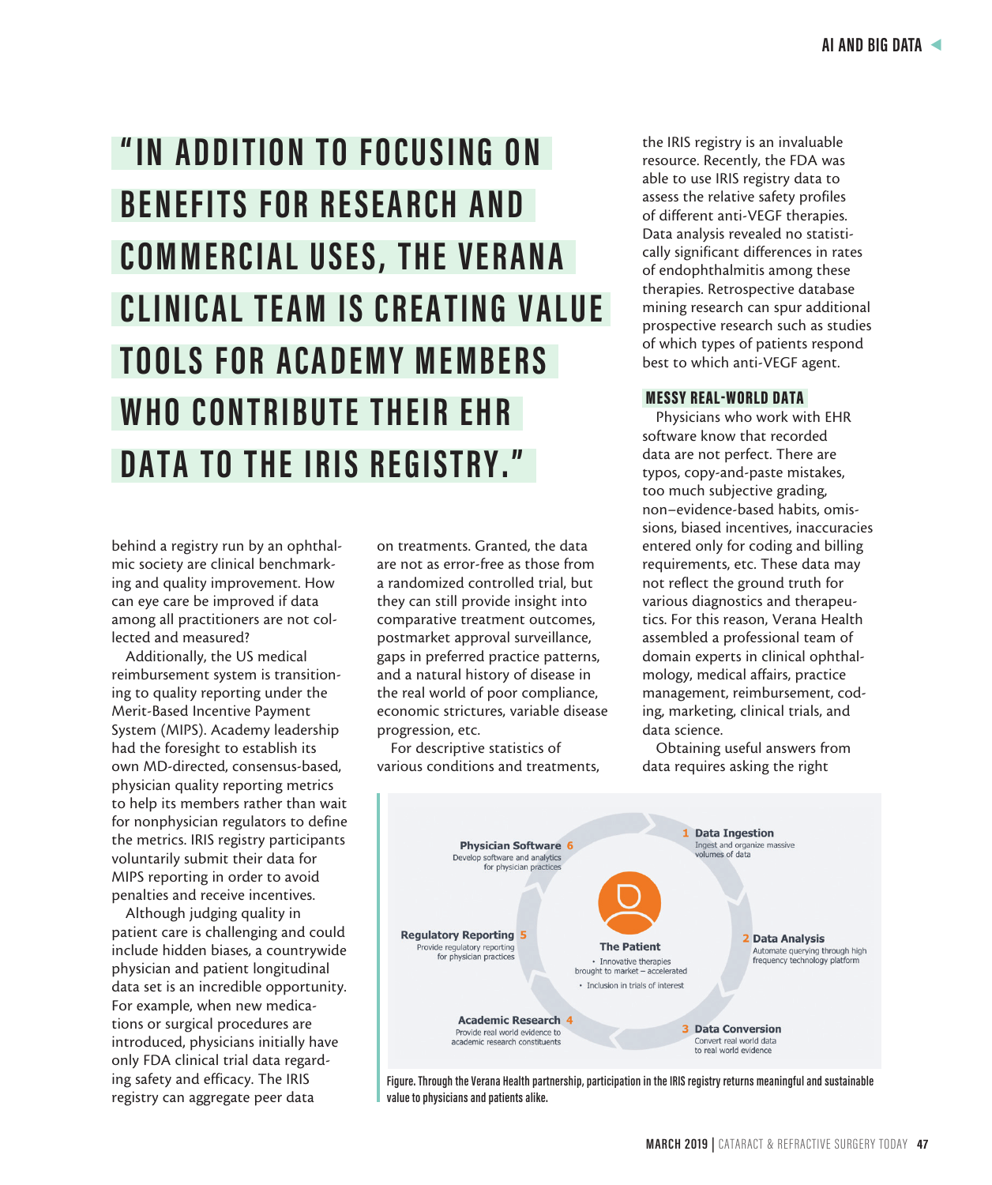> "IN ADDITION TO FOCUSING ON BENEFITS FOR RESEARCH AND COMMERCIAL USES, THE VERANA CLINICAL TEAM IS CREATING VALUE TOOLS FOR ACADEMY MEMBERS WHO CONTRIBUTE THEIR EHR DATA TO THE IRIS REGISTRY."

behind a registry run by an ophthalmic society are clinical benchmarking and quality improvement. How can eye care be improved if data among all practitioners are not collected and measured?

Additionally, the US medical reimbursement system is transitioning to quality reporting under the Merit-Based Incentive Payment System (MIPS). Academy leadership had the foresight to establish its own MD-directed, consensus-based, physician quality reporting metrics to help its members rather than wait for nonphysician regulators to define the metrics. IRIS registry participants voluntarily submit their data for MIPS reporting in order to avoid penalties and receive incentives.

Although judging quality in patient care is challenging and could include hidden biases, a countrywide physician and patient longitudinal data set is an incredible opportunity. For example, when new medications or surgical procedures are introduced, physicians initially have only FDA clinical trial data regarding safety and efficacy. The IRIS registry can aggregate peer data on treatments. Granted, the data are not as error-free as those from a randomized controlled trial, but they can still provide insight into comparative treatment outcomes, postmarket approval surveillance, gaps in preferred practice patterns, and a natural history of disease in the real world of poor compliance, economic strictures, variable disease progression, etc.

For descriptive statistics of various conditions and treatments, the IRIS registry is an invaluable resource. Recently, the FDA was able to use IRIS registry data to assess the relative safety profiles of different anti-VEGF therapies. Data analysis revealed no statistically significant differences in rates of endophthalmitis among these therapies. Retrospective database mining research can spur additional prospective research such as studies of which types of patients respond best to which anti-VEGF agent.

## MESSY REAL-WORLD DATA

Physicians who work with EHR software know that recorded data are not perfect. There are typos, copy-and-paste mistakes, too much subjective grading, non–evidence-based habits, omissions, biased incentives, inaccuracies entered only for coding and billing requirements, etc. These data may not reflect the ground truth for various diagnostics and therapeutics. For this reason, Verana Health assembled a professional team of domain experts in clinical ophthalmology, medical affairs, practice management, reimbursement, coding, marketing, clinical trials, and data science.

Obtaining useful answers from data requires asking the right

**1 Data Ingestion** – Ingest and organize massive volumes of data

**2 Data Analysis** – Automate querying through high frequency technology platform

**3 Data Conversion** – Convert real world data to real world evidence

**4 Academic Research** – Provide real world evidence to academic research constituents

**5 Regulatory Reporting** – Provide regulatory reporting for physician practices

**6 Physician Software** – Develop software and analytics for physician practices

**The Patient**
- Innovative therapies brought to market – accelerated
- Inclusion in trials of interest

Figure. Through the Verana Health partnership, participation in the IRIS registry returns meaningful and sustainable value to physicians and patients alike.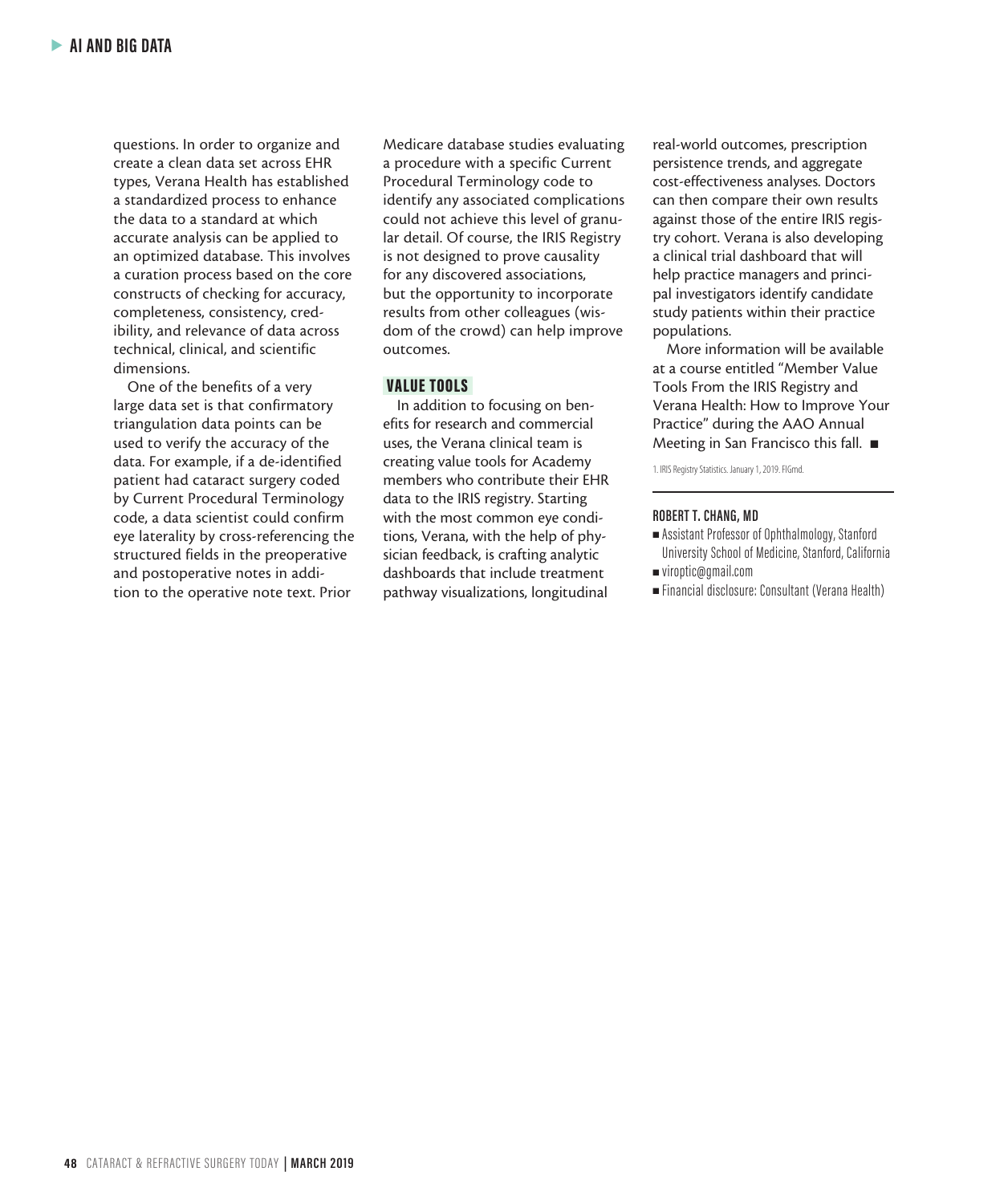questions. In order to organize and create a clean data set across EHR types, Verana Health has established a standardized process to enhance the data to a standard at which accurate analysis can be applied to an optimized database. This involves a curation process based on the core constructs of checking for accuracy, completeness, consistency, credibility, and relevance of data across technical, clinical, and scientific dimensions.

One of the benefits of a very large data set is that confirmatory triangulation data points can be used to verify the accuracy of the data. For example, if a de-identified patient had cataract surgery coded by Current Procedural Terminology code, a data scientist could confirm eye laterality by cross-referencing the structured fields in the preoperative and postoperative notes in addition to the operative note text. Prior Medicare database studies evaluating a procedure with a specific Current Procedural Terminology code to identify any associated complications could not achieve this level of granular detail. Of course, the IRIS Registry is not designed to prove causality for any discovered associations, but the opportunity to incorporate results from other colleagues (wisdom of the crowd) can help improve outcomes.

## VALUE TOOLS

In addition to focusing on benefits for research and commercial uses, the Verana clinical team is creating value tools for Academy members who contribute their EHR data to the IRIS registry. Starting with the most common eye conditions, Verana, with the help of physician feedback, is crafting analytic dashboards that include treatment pathway visualizations, longitudinal real-world outcomes, prescription persistence trends, and aggregate cost-effectiveness analyses. Doctors can then compare their own results against those of the entire IRIS registry cohort. Verana is also developing a clinical trial dashboard that will help practice managers and principal investigators identify candidate study patients within their practice populations.

More information will be available at a course entitled "Member Value Tools From the IRIS Registry and Verana Health: How to Improve Your Practice" during the AAO Annual Meeting in San Francisco this fall. ■

1. IRIS Registry Statistics. January 1, 2019. FIGmd.

**ROBERT T. CHANG, MD**

- Assistant Professor of Ophthalmology, Stanford University School of Medicine, Stanford, California
- viroptic@gmail.com
- Financial disclosure: Consultant (Verana Health)